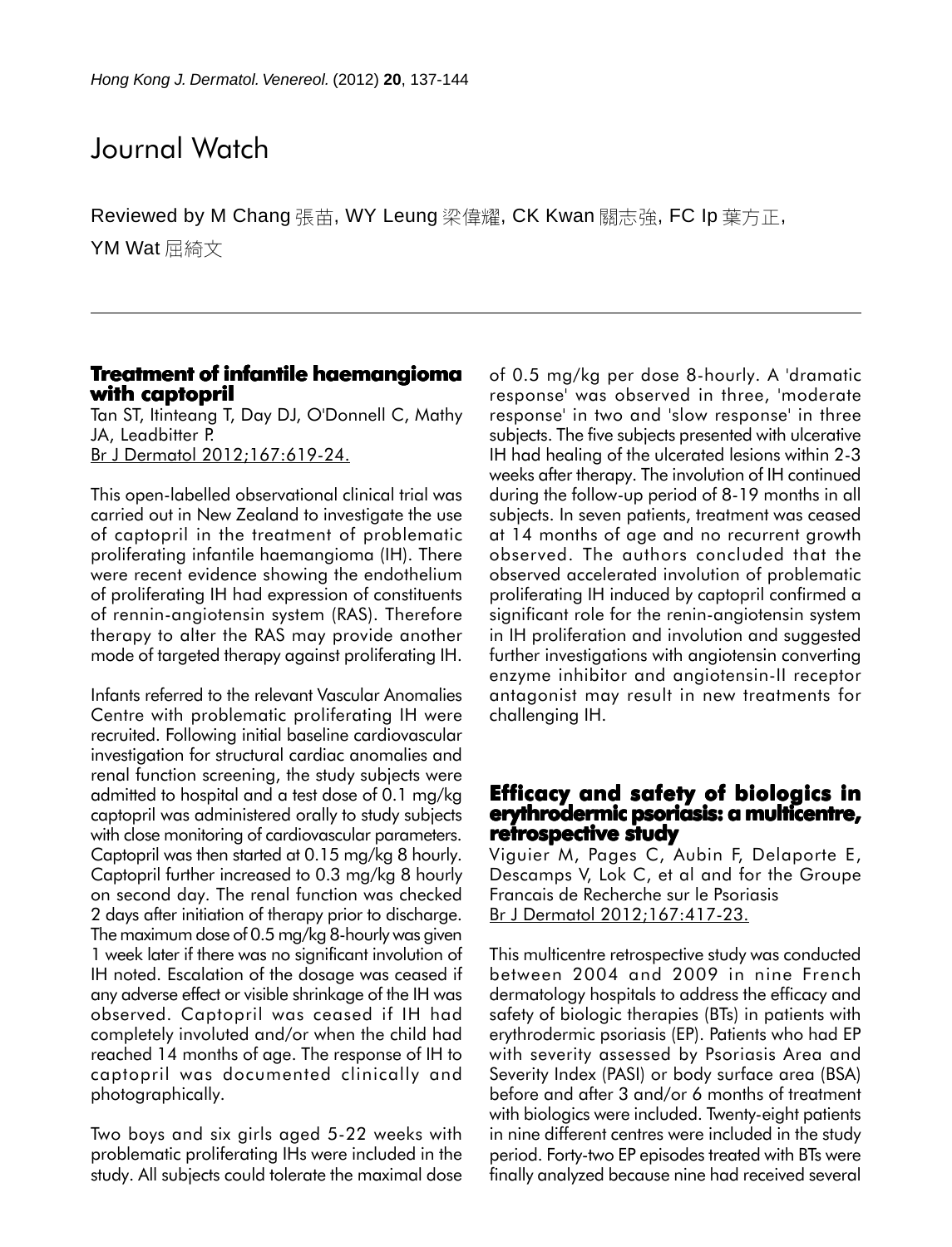# Journal Watch

Reviewed by M Chang 張苗, WY Leung 梁偉耀, CK Kwan 關志強, FC Ip 葉方正, YM Wat 屈綺文

## Treatment of infantile haemangioma with captopril

Tan ST, Itinteang T, Day DJ, O'Donnell C, Mathy JA, Leadbitter P.
Br J Dermatol 2012;167:619-24.

This open-labelled observational clinical trial was carried out in New Zealand to investigate the use of captopril in the treatment of problematic proliferating infantile haemangioma (IH). There were recent evidence showing the endothelium of proliferating IH had expression of constituents of rennin-angiotensin system (RAS). Therefore therapy to alter the RAS may provide another mode of targeted therapy against proliferating IH.

Infants referred to the relevant Vascular Anomalies Centre with problematic proliferating IH were recruited. Following initial baseline cardiovascular investigation for structural cardiac anomalies and renal function screening, the study subjects were admitted to hospital and a test dose of 0.1 mg/kg captopril was administered orally to study subjects with close monitoring of cardiovascular parameters. Captopril was then started at 0.15 mg/kg 8 hourly. Captopril further increased to 0.3 mg/kg 8 hourly on second day. The renal function was checked 2 days after initiation of therapy prior to discharge. The maximum dose of 0.5 mg/kg 8-hourly was given 1 week later if there was no significant involution of IH noted. Escalation of the dosage was ceased if any adverse effect or visible shrinkage of the IH was observed. Captopril was ceased if IH had completely involuted and/or when the child had reached 14 months of age. The response of IH to captopril was documented clinically and photographically.

Two boys and six girls aged 5-22 weeks with problematic proliferating IHs were included in the study. All subjects could tolerate the maximal dose of 0.5 mg/kg per dose 8-hourly. A 'dramatic response' was observed in three, 'moderate response' in two and 'slow response' in three subjects. The five subjects presented with ulcerative IH had healing of the ulcerated lesions within 2-3 weeks after therapy. The involution of IH continued during the follow-up period of 8-19 months in all subjects. In seven patients, treatment was ceased at 14 months of age and no recurrent growth observed. The authors concluded that the observed accelerated involution of problematic proliferating IH induced by captopril confirmed a significant role for the renin-angiotensin system in IH proliferation and involution and suggested further investigations with angiotensin converting enzyme inhibitor and angiotensin-II receptor antagonist may result in new treatments for challenging IH.

## Efficacy and safety of biologics in erythrodermic psoriasis: a multicentre, retrospective study

Viguier M, Pages C, Aubin F, Delaporte E, Descamps V, Lok C, et al and for the Groupe Francais de Recherche sur le Psoriasis
Br J Dermatol 2012;167:417-23.

This multicentre retrospective study was conducted between 2004 and 2009 in nine French dermatology hospitals to address the efficacy and safety of biologic therapies (BTs) in patients with erythrodermic psoriasis (EP). Patients who had EP with severity assessed by Psoriasis Area and Severity Index (PASI) or body surface area (BSA) before and after 3 and/or 6 months of treatment with biologics were included. Twenty-eight patients in nine different centres were included in the study period. Forty-two EP episodes treated with BTs were finally analyzed because nine had received several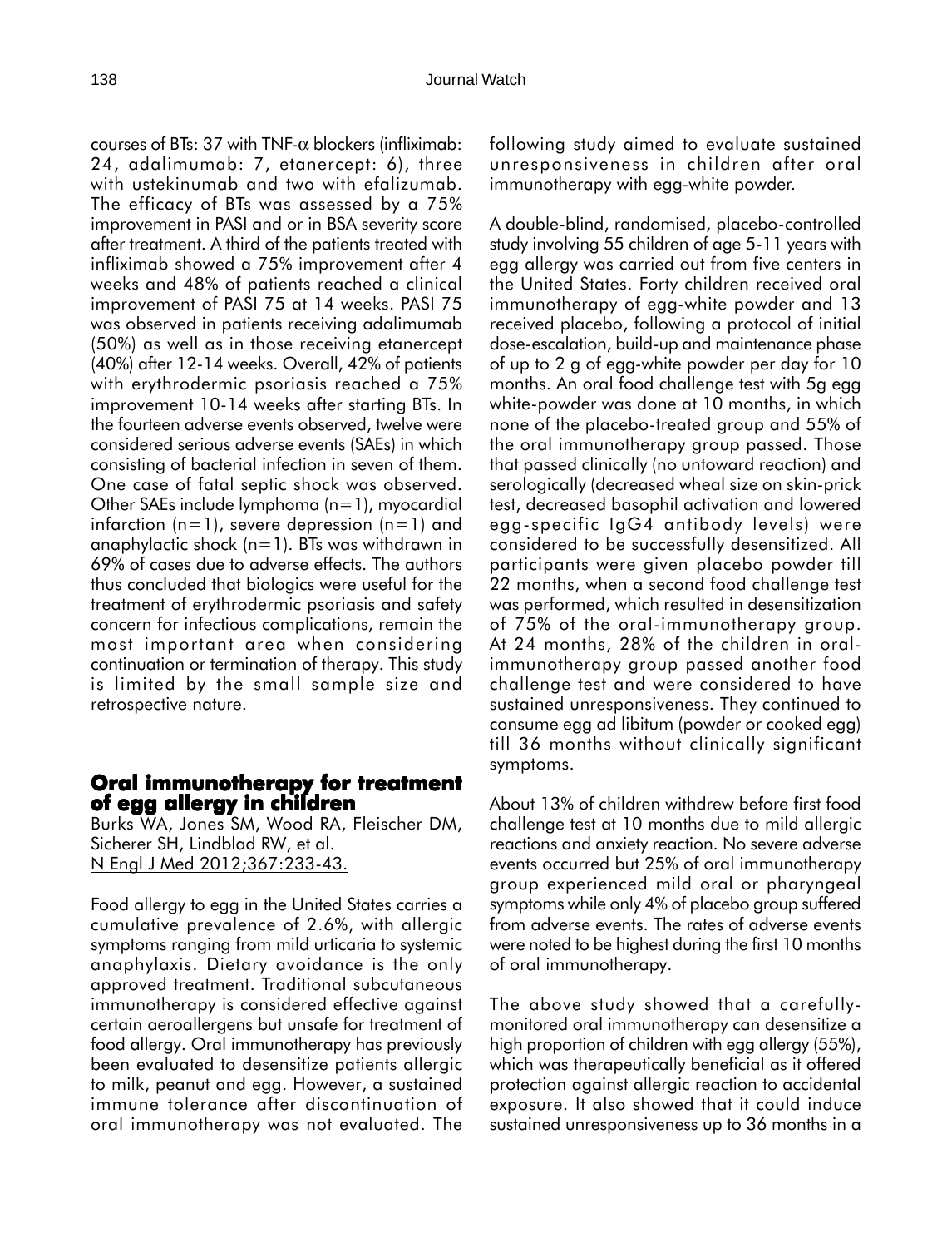courses of BTs: 37 with TNF-α blockers (infliximab: 24, adalimumab: 7, etanercept: 6), three with ustekinumab and two with efalizumab. The efficacy of BTs was assessed by a 75% improvement in PASI and or in BSA severity score after treatment. A third of the patients treated with infliximab showed a 75% improvement after 4 weeks and 48% of patients reached a clinical improvement of PASI 75 at 14 weeks. PASI 75 was observed in patients receiving adalimumab (50%) as well as in those receiving etanercept (40%) after 12-14 weeks. Overall, 42% of patients with erythrodermic psoriasis reached a 75% improvement 10-14 weeks after starting BTs. In the fourteen adverse events observed, twelve were considered serious adverse events (SAEs) in which consisting of bacterial infection in seven of them. One case of fatal septic shock was observed. Other SAEs include lymphoma (n=1), myocardial infarction (n=1), severe depression (n=1) and anaphylactic shock (n=1). BTs was withdrawn in 69% of cases due to adverse effects. The authors thus concluded that biologics were useful for the treatment of erythrodermic psoriasis and safety concern for infectious complications, remain the most important area when considering continuation or termination of therapy. This study is limited by the small sample size and retrospective nature.

## Oral immunotherapy for treatment of egg allergy in children

Burks WA, Jones SM, Wood RA, Fleischer DM, Sicherer SH, Lindblad RW, et al.
N Engl J Med 2012;367:233-43.

Food allergy to egg in the United States carries a cumulative prevalence of 2.6%, with allergic symptoms ranging from mild urticaria to systemic anaphylaxis. Dietary avoidance is the only approved treatment. Traditional subcutaneous immunotherapy is considered effective against certain aeroallergens but unsafe for treatment of food allergy. Oral immunotherapy has previously been evaluated to desensitize patients allergic to milk, peanut and egg. However, a sustained immune tolerance after discontinuation of oral immunotherapy was not evaluated. The following study aimed to evaluate sustained unresponsiveness in children after oral immunotherapy with egg-white powder.

A double-blind, randomised, placebo-controlled study involving 55 children of age 5-11 years with egg allergy was carried out from five centers in the United States. Forty children received oral immunotherapy of egg-white powder and 13 received placebo, following a protocol of initial dose-escalation, build-up and maintenance phase of up to 2 g of egg-white powder per day for 10 months. An oral food challenge test with 5g egg white-powder was done at 10 months, in which none of the placebo-treated group and 55% of the oral immunotherapy group passed. Those that passed clinically (no untoward reaction) and serologically (decreased wheal size on skin-prick test, decreased basophil activation and lowered egg-specific IgG4 antibody levels) were considered to be successfully desensitized. All participants were given placebo powder till 22 months, when a second food challenge test was performed, which resulted in desensitization of 75% of the oral-immunotherapy group. At 24 months, 28% of the children in oral-immunotherapy group passed another food challenge test and were considered to have sustained unresponsiveness. They continued to consume egg ad libitum (powder or cooked egg) till 36 months without clinically significant symptoms.

About 13% of children withdrew before first food challenge test at 10 months due to mild allergic reactions and anxiety reaction. No severe adverse events occurred but 25% of oral immunotherapy group experienced mild oral or pharyngeal symptoms while only 4% of placebo group suffered from adverse events. The rates of adverse events were noted to be highest during the first 10 months of oral immunotherapy.

The above study showed that a carefully-monitored oral immunotherapy can desensitize a high proportion of children with egg allergy (55%), which was therapeutically beneficial as it offered protection against allergic reaction to accidental exposure. It also showed that it could induce sustained unresponsiveness up to 36 months in a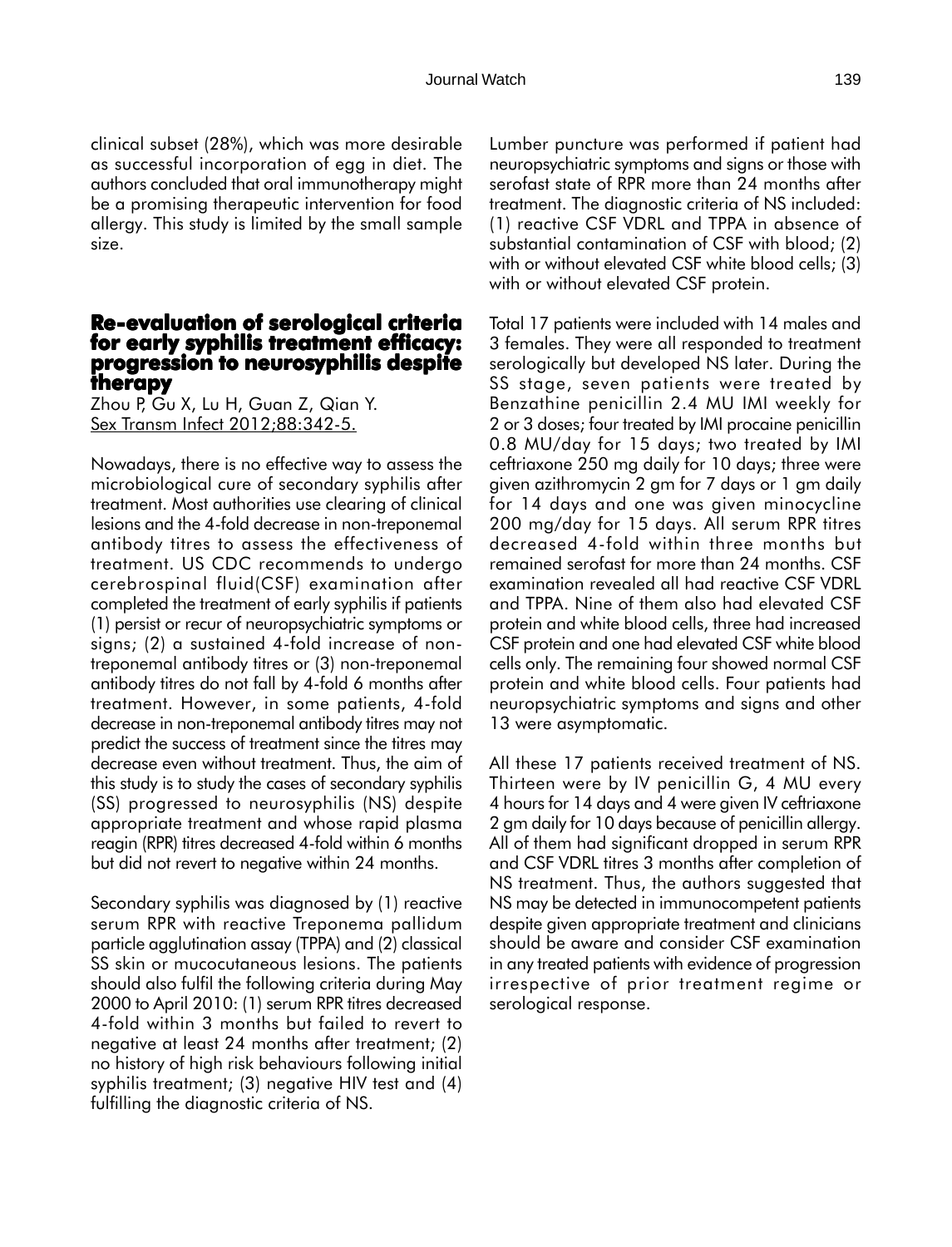clinical subset (28%), which was more desirable as successful incorporation of egg in diet. The authors concluded that oral immunotherapy might be a promising therapeutic intervention for food allergy. This study is limited by the small sample size.

## Re-evaluation of serological criteria for early syphilis treatment efficacy: progression to neurosyphilis despite therapy

Zhou P, Gu X, Lu H, Guan Z, Qian Y.
Sex Transm Infect 2012;88:342-5.

Nowadays, there is no effective way to assess the microbiological cure of secondary syphilis after treatment. Most authorities use clearing of clinical lesions and the 4-fold decrease in non-treponemal antibody titres to assess the effectiveness of treatment. US CDC recommends to undergo cerebrospinal fluid(CSF) examination after completed the treatment of early syphilis if patients (1) persist or recur of neuropsychiatric symptoms or signs; (2) a sustained 4-fold increase of non-treponemal antibody titres or (3) non-treponemal antibody titres do not fall by 4-fold 6 months after treatment. However, in some patients, 4-fold decrease in non-treponemal antibody titres may not predict the success of treatment since the titres may decrease even without treatment. Thus, the aim of this study is to study the cases of secondary syphilis (SS) progressed to neurosyphilis (NS) despite appropriate treatment and whose rapid plasma reagin (RPR) titres decreased 4-fold within 6 months but did not revert to negative within 24 months.

Secondary syphilis was diagnosed by (1) reactive serum RPR with reactive Treponema pallidum particle agglutination assay (TPPA) and (2) classical SS skin or mucocutaneous lesions. The patients should also fulfil the following criteria during May 2000 to April 2010: (1) serum RPR titres decreased 4-fold within 3 months but failed to revert to negative at least 24 months after treatment; (2) no history of high risk behaviours following initial syphilis treatment; (3) negative HIV test and (4) fulfilling the diagnostic criteria of NS.

Lumber puncture was performed if patient had neuropsychiatric symptoms and signs or those with serofast state of RPR more than 24 months after treatment. The diagnostic criteria of NS included: (1) reactive CSF VDRL and TPPA in absence of substantial contamination of CSF with blood; (2) with or without elevated CSF white blood cells; (3) with or without elevated CSF protein.

Total 17 patients were included with 14 males and 3 females. They were all responded to treatment serologically but developed NS later. During the SS stage, seven patients were treated by Benzathine penicillin 2.4 MU IMI weekly for 2 or 3 doses; four treated by IMI procaine penicillin 0.8 MU/day for 15 days; two treated by IMI ceftriaxone 250 mg daily for 10 days; three were given azithromycin 2 gm for 7 days or 1 gm daily for 14 days and one was given minocycline 200 mg/day for 15 days. All serum RPR titres decreased 4-fold within three months but remained serofast for more than 24 months. CSF examination revealed all had reactive CSF VDRL and TPPA. Nine of them also had elevated CSF protein and white blood cells, three had increased CSF protein and one had elevated CSF white blood cells only. The remaining four showed normal CSF protein and white blood cells. Four patients had neuropsychiatric symptoms and signs and other 13 were asymptomatic.

All these 17 patients received treatment of NS. Thirteen were by IV penicillin G, 4 MU every 4 hours for 14 days and 4 were given IV ceftriaxone 2 gm daily for 10 days because of penicillin allergy. All of them had significant dropped in serum RPR and CSF VDRL titres 3 months after completion of NS treatment. Thus, the authors suggested that NS may be detected in immunocompetent patients despite given appropriate treatment and clinicians should be aware and consider CSF examination in any treated patients with evidence of progression irrespective of prior treatment regime or serological response.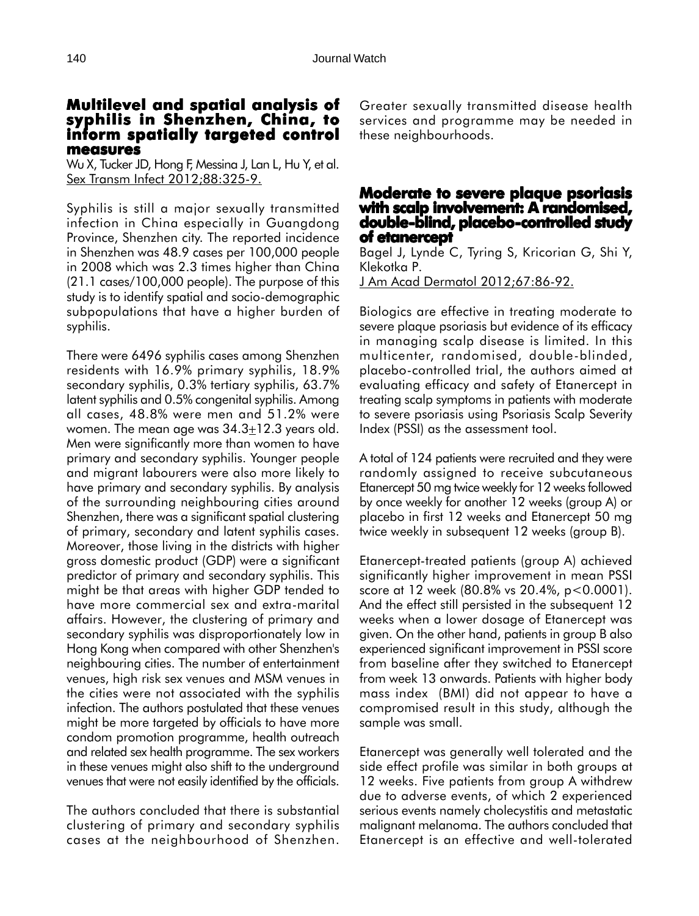## Multilevel and spatial analysis of syphilis in Shenzhen, China, to inform spatially targeted control measures

Wu X, Tucker JD, Hong F, Messina J, Lan L, Hu Y, et al.
Sex Transm Infect 2012;88:325-9.

Syphilis is still a major sexually transmitted infection in China especially in Guangdong Province, Shenzhen city. The reported incidence in Shenzhen was 48.9 cases per 100,000 people in 2008 which was 2.3 times higher than China (21.1 cases/100,000 people). The purpose of this study is to identify spatial and socio-demographic subpopulations that have a higher burden of syphilis.

There were 6496 syphilis cases among Shenzhen residents with 16.9% primary syphilis, 18.9% secondary syphilis, 0.3% tertiary syphilis, 63.7% latent syphilis and 0.5% congenital syphilis. Among all cases, 48.8% were men and 51.2% were women. The mean age was $34.3 \pm 12.3$ years old. Men were significantly more than women to have primary and secondary syphilis. Younger people and migrant labourers were also more likely to have primary and secondary syphilis. By analysis of the surrounding neighbouring cities around Shenzhen, there was a significant spatial clustering of primary, secondary and latent syphilis cases. Moreover, those living in the districts with higher gross domestic product (GDP) were a significant predictor of primary and secondary syphilis. This might be that areas with higher GDP tended to have more commercial sex and extra-marital affairs. However, the clustering of primary and secondary syphilis was disproportionately low in Hong Kong when compared with other Shenzhen's neighbouring cities. The number of entertainment venues, high risk sex venues and MSM venues in the cities were not associated with the syphilis infection. The authors postulated that these venues might be more targeted by officials to have more condom promotion programme, health outreach and related sex health programme. The sex workers in these venues might also shift to the underground venues that were not easily identified by the officials.

The authors concluded that there is substantial clustering of primary and secondary syphilis cases at the neighbourhood of Shenzhen. Greater sexually transmitted disease health services and programme may be needed in these neighbourhoods.

## Moderate to severe plaque psoriasis with scalp involvement: A randomised, double-blind, placebo-controlled study of etanercept

Bagel J, Lynde C, Tyring S, Kricorian G, Shi Y, Klekotka P.
J Am Acad Dermatol 2012;67:86-92.

Biologics are effective in treating moderate to severe plaque psoriasis but evidence of its efficacy in managing scalp disease is limited. In this multicenter, randomised, double-blinded, placebo-controlled trial, the authors aimed at evaluating efficacy and safety of Etanercept in treating scalp symptoms in patients with moderate to severe psoriasis using Psoriasis Scalp Severity Index (PSSI) as the assessment tool.

A total of 124 patients were recruited and they were randomly assigned to receive subcutaneous Etanercept 50 mg twice weekly for 12 weeks followed by once weekly for another 12 weeks (group A) or placebo in first 12 weeks and Etanercept 50 mg twice weekly in subsequent 12 weeks (group B).

Etanercept-treated patients (group A) achieved significantly higher improvement in mean PSSI score at 12 week (80.8% vs 20.4%, $p<0.0001$). And the effect still persisted in the subsequent 12 weeks when a lower dosage of Etanercept was given. On the other hand, patients in group B also experienced significant improvement in PSSI score from baseline after they switched to Etanercept from week 13 onwards. Patients with higher body mass index (BMI) did not appear to have a compromised result in this study, although the sample was small.

Etanercept was generally well tolerated and the side effect profile was similar in both groups at 12 weeks. Five patients from group A withdrew due to adverse events, of which 2 experienced serious events namely cholecystitis and metastatic malignant melanoma. The authors concluded that Etanercept is an effective and well-tolerated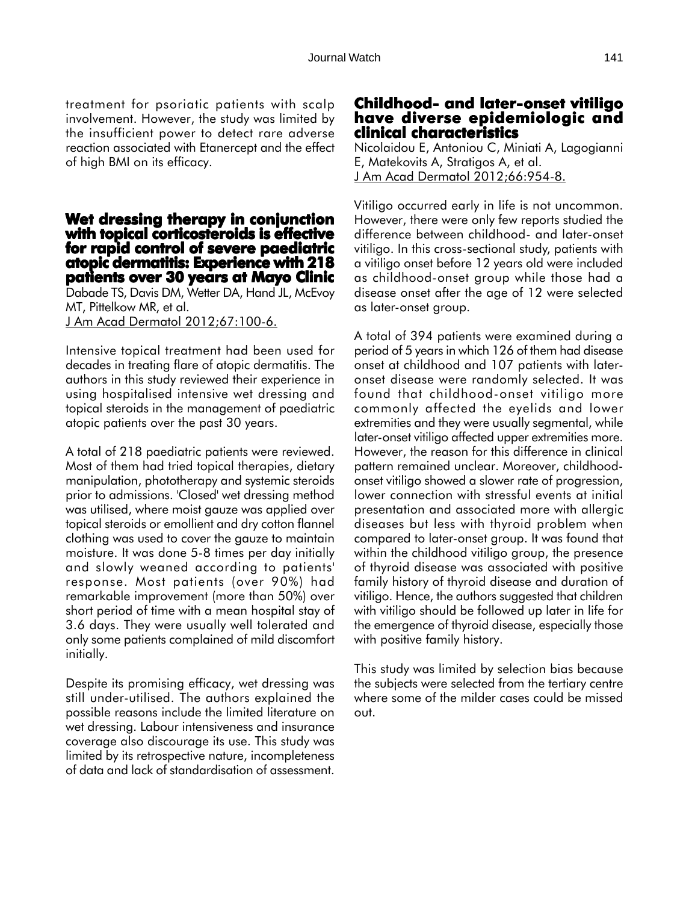treatment for psoriatic patients with scalp involvement. However, the study was limited by the insufficient power to detect rare adverse reaction associated with Etanercept and the effect of high BMI on its efficacy.

## Wet dressing therapy in conjunction with topical corticosteroids is effective for rapid control of severe paediatric atopic dermatitis: Experience with 218 patients over 30 years at Mayo Clinic

Dabade TS, Davis DM, Wetter DA, Hand JL, McEvoy MT, Pittelkow MR, et al.
J Am Acad Dermatol 2012;67:100-6.

Intensive topical treatment had been used for decades in treating flare of atopic dermatitis. The authors in this study reviewed their experience in using hospitalised intensive wet dressing and topical steroids in the management of paediatric atopic patients over the past 30 years.

A total of 218 paediatric patients were reviewed. Most of them had tried topical therapies, dietary manipulation, phototherapy and systemic steroids prior to admissions. 'Closed' wet dressing method was utilised, where moist gauze was applied over topical steroids or emollient and dry cotton flannel clothing was used to cover the gauze to maintain moisture. It was done 5-8 times per day initially and slowly weaned according to patients' response. Most patients (over 90%) had remarkable improvement (more than 50%) over short period of time with a mean hospital stay of 3.6 days. They were usually well tolerated and only some patients complained of mild discomfort initially.

Despite its promising efficacy, wet dressing was still under-utilised. The authors explained the possible reasons include the limited literature on wet dressing. Labour intensiveness and insurance coverage also discourage its use. This study was limited by its retrospective nature, incompleteness of data and lack of standardisation of assessment.

## Childhood- and later-onset vitiligo have diverse epidemiologic and clinical characteristics

Nicolaidou E, Antoniou C, Miniati A, Lagogianni E, Matekovits A, Stratigos A, et al.
J Am Acad Dermatol 2012;66:954-8.

Vitiligo occurred early in life is not uncommon. However, there were only few reports studied the difference between childhood- and later-onset vitiligo. In this cross-sectional study, patients with a vitiligo onset before 12 years old were included as childhood-onset group while those had a disease onset after the age of 12 were selected as later-onset group.

A total of 394 patients were examined during a period of 5 years in which 126 of them had disease onset at childhood and 107 patients with later-onset disease were randomly selected. It was found that childhood-onset vitiligo more commonly affected the eyelids and lower extremities and they were usually segmental, while later-onset vitiligo affected upper extremities more. However, the reason for this difference in clinical pattern remained unclear. Moreover, childhood-onset vitiligo showed a slower rate of progression, lower connection with stressful events at initial presentation and associated more with allergic diseases but less with thyroid problem when compared to later-onset group. It was found that within the childhood vitiligo group, the presence of thyroid disease was associated with positive family history of thyroid disease and duration of vitiligo. Hence, the authors suggested that children with vitiligo should be followed up later in life for the emergence of thyroid disease, especially those with positive family history.

This study was limited by selection bias because the subjects were selected from the tertiary centre where some of the milder cases could be missed out.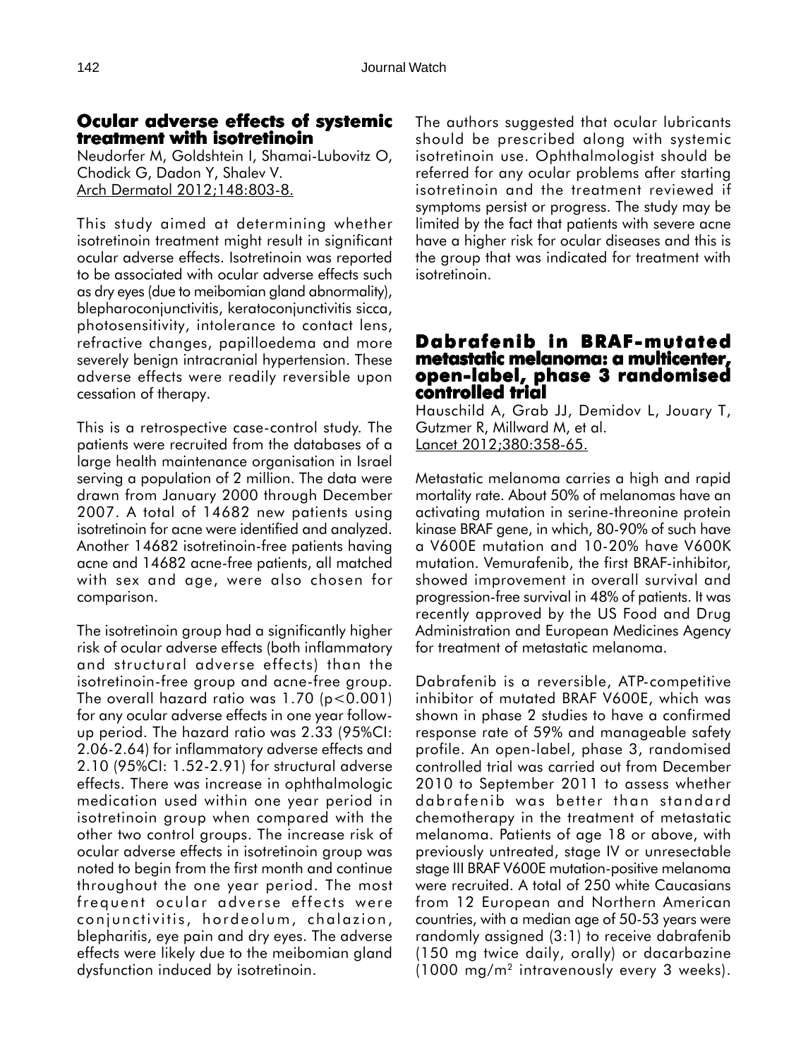## Ocular adverse effects of systemic treatment with isotretinoin

Neudorfer M, Goldshtein I, Shamai-Lubovitz O, Chodick G, Dadon Y, Shalev V.
Arch Dermatol 2012;148:803-8.

This study aimed at determining whether isotretinoin treatment might result in significant ocular adverse effects. Isotretinoin was reported to be associated with ocular adverse effects such as dry eyes (due to meibomian gland abnormality), blepharoconjunctivitis, keratoconjunctivitis sicca, photosensitivity, intolerance to contact lens, refractive changes, papilloedema and more severely benign intracranial hypertension. These adverse effects were readily reversible upon cessation of therapy.

This is a retrospective case-control study. The patients were recruited from the databases of a large health maintenance organisation in Israel serving a population of 2 million. The data were drawn from January 2000 through December 2007. A total of 14682 new patients using isotretinoin for acne were identified and analyzed. Another 14682 isotretinoin-free patients having acne and 14682 acne-free patients, all matched with sex and age, were also chosen for comparison.

The isotretinoin group had a significantly higher risk of ocular adverse effects (both inflammatory and structural adverse effects) than the isotretinoin-free group and acne-free group. The overall hazard ratio was 1.70 ($p<0.001$) for any ocular adverse effects in one year follow-up period. The hazard ratio was 2.33 (95%CI: 2.06-2.64) for inflammatory adverse effects and 2.10 (95%CI: 1.52-2.91) for structural adverse effects. There was increase in ophthalmologic medication used within one year period in isotretinoin group when compared with the other two control groups. The increase risk of ocular adverse effects in isotretinoin group was noted to begin from the first month and continue throughout the one year period. The most frequent ocular adverse effects were conjunctivitis, hordeolum, chalazion, blepharitis, eye pain and dry eyes. The adverse effects were likely due to the meibomian gland dysfunction induced by isotretinoin.

The authors suggested that ocular lubricants should be prescribed along with systemic isotretinoin use. Ophthalmologist should be referred for any ocular problems after starting isotretinoin and the treatment reviewed if symptoms persist or progress. The study may be limited by the fact that patients with severe acne have a higher risk for ocular diseases and this is the group that was indicated for treatment with isotretinoin.

## Dabrafenib in BRAF-mutated metastatic melanoma: a multicenter, open-label, phase 3 randomised controlled trial

Hauschild A, Grab JJ, Demidov L, Jouary T, Gutzmer R, Millward M, et al.
Lancet 2012;380:358-65.

Metastatic melanoma carries a high and rapid mortality rate. About 50% of melanomas have an activating mutation in serine-threonine protein kinase BRAF gene, in which, 80-90% of such have a V600E mutation and 10-20% have V600K mutation. Vemurafenib, the first BRAF-inhibitor, showed improvement in overall survival and progression-free survival in 48% of patients. It was recently approved by the US Food and Drug Administration and European Medicines Agency for treatment of metastatic melanoma.

Dabrafenib is a reversible, ATP-competitive inhibitor of mutated BRAF V600E, which was shown in phase 2 studies to have a confirmed response rate of 59% and manageable safety profile. An open-label, phase 3, randomised controlled trial was carried out from December 2010 to September 2011 to assess whether dabrafenib was better than standard chemotherapy in the treatment of metastatic melanoma. Patients of age 18 or above, with previously untreated, stage IV or unresectable stage III BRAF V600E mutation-positive melanoma were recruited. A total of 250 white Caucasians from 12 European and Northern American countries, with a median age of 50-53 years were randomly assigned (3:1) to receive dabrafenib (150 mg twice daily, orally) or dacarbazine (1000 mg/m$^2$ intravenously every 3 weeks).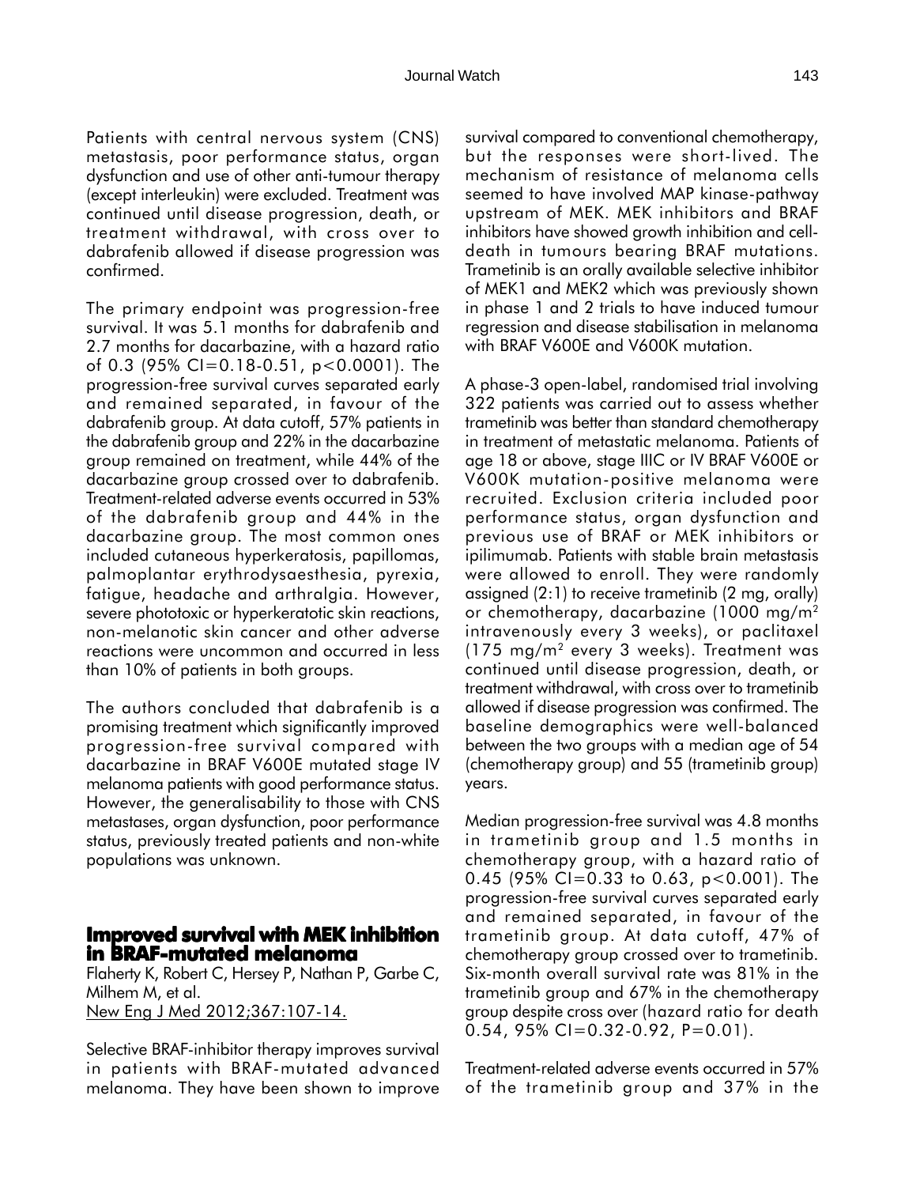Patients with central nervous system (CNS) metastasis, poor performance status, organ dysfunction and use of other anti-tumour therapy (except interleukin) were excluded. Treatment was continued until disease progression, death, or treatment withdrawal, with cross over to dabrafenib allowed if disease progression was confirmed.

The primary endpoint was progression-free survival. It was 5.1 months for dabrafenib and 2.7 months for dacarbazine, with a hazard ratio of 0.3 (95% CI=0.18-0.51, $p<0.0001$). The progression-free survival curves separated early and remained separated, in favour of the dabrafenib group. At data cutoff, 57% patients in the dabrafenib group and 22% in the dacarbazine group remained on treatment, while 44% of the dacarbazine group crossed over to dabrafenib. Treatment-related adverse events occurred in 53% of the dabrafenib group and 44% in the dacarbazine group. The most common ones included cutaneous hyperkeratosis, papillomas, palmoplantar erythrodysaesthesia, pyrexia, fatigue, headache and arthralgia. However, severe phototoxic or hyperkeratotic skin reactions, non-melanotic skin cancer and other adverse reactions were uncommon and occurred in less than 10% of patients in both groups.

The authors concluded that dabrafenib is a promising treatment which significantly improved progression-free survival compared with dacarbazine in BRAF V600E mutated stage IV melanoma patients with good performance status. However, the generalisability to those with CNS metastases, organ dysfunction, poor performance status, previously treated patients and non-white populations was unknown.

## Improved survival with MEK inhibition in BRAF-mutated melanoma

Flaherty K, Robert C, Hersey P, Nathan P, Garbe C, Milhem M, et al.
New Eng J Med 2012;367:107-14.

Selective BRAF-inhibitor therapy improves survival in patients with BRAF-mutated advanced melanoma. They have been shown to improve survival compared to conventional chemotherapy, but the responses were short-lived. The mechanism of resistance of melanoma cells seemed to have involved MAP kinase-pathway upstream of MEK. MEK inhibitors and BRAF inhibitors have showed growth inhibition and cell-death in tumours bearing BRAF mutations. Trametinib is an orally available selective inhibitor of MEK1 and MEK2 which was previously shown in phase 1 and 2 trials to have induced tumour regression and disease stabilisation in melanoma with BRAF V600E and V600K mutation.

A phase-3 open-label, randomised trial involving 322 patients was carried out to assess whether trametinib was better than standard chemotherapy in treatment of metastatic melanoma. Patients of age 18 or above, stage IIIC or IV BRAF V600E or V600K mutation-positive melanoma were recruited. Exclusion criteria included poor performance status, organ dysfunction and previous use of BRAF or MEK inhibitors or ipilimumab. Patients with stable brain metastasis were allowed to enroll. They were randomly assigned (2:1) to receive trametinib (2 mg, orally) or chemotherapy, dacarbazine (1000 mg/m$^2$ intravenously every 3 weeks), or paclitaxel (175 mg/m$^2$ every 3 weeks). Treatment was continued until disease progression, death, or treatment withdrawal, with cross over to trametinib allowed if disease progression was confirmed. The baseline demographics were well-balanced between the two groups with a median age of 54 (chemotherapy group) and 55 (trametinib group) years.

Median progression-free survival was 4.8 months in trametinib group and 1.5 months in chemotherapy group, with a hazard ratio of 0.45 (95% CI=0.33 to 0.63, $p<0.001$). The progression-free survival curves separated early and remained separated, in favour of the trametinib group. At data cutoff, 47% of chemotherapy group crossed over to trametinib. Six-month overall survival rate was 81% in the trametinib group and 67% in the chemotherapy group despite cross over (hazard ratio for death 0.54, 95% CI=0.32-0.92, $P=0.01$).

Treatment-related adverse events occurred in 57% of the trametinib group and 37% in the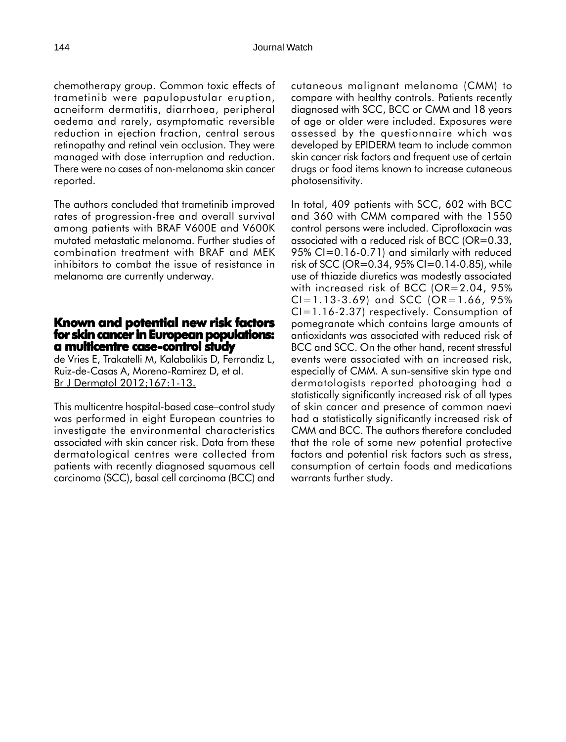chemotherapy group. Common toxic effects of trametinib were papulopustular eruption, acneiform dermatitis, diarrhoea, peripheral oedema and rarely, asymptomatic reversible reduction in ejection fraction, central serous retinopathy and retinal vein occlusion. They were managed with dose interruption and reduction. There were no cases of non-melanoma skin cancer reported.

The authors concluded that trametinib improved rates of progression-free and overall survival among patients with BRAF V600E and V600K mutated metastatic melanoma. Further studies of combination treatment with BRAF and MEK inhibitors to combat the issue of resistance in melanoma are currently underway.

## Known and potential new risk factors for skin cancer in European populations: a multicentre case-control study

de Vries E, Trakatelli M, Kalabalikis D, Ferrandiz L, Ruiz-de-Casas A, Moreno-Ramirez D, et al.
Br J Dermatol 2012;167:1-13.

This multicentre hospital-based case–control study was performed in eight European countries to investigate the environmental characteristics associated with skin cancer risk. Data from these dermatological centres were collected from patients with recently diagnosed squamous cell carcinoma (SCC), basal cell carcinoma (BCC) and cutaneous malignant melanoma (CMM) to compare with healthy controls. Patients recently diagnosed with SCC, BCC or CMM and 18 years of age or older were included. Exposures were assessed by the questionnaire which was developed by EPIDERM team to include common skin cancer risk factors and frequent use of certain drugs or food items known to increase cutaneous photosensitivity.

In total, 409 patients with SCC, 602 with BCC and 360 with CMM compared with the 1550 control persons were included. Ciprofloxacin was associated with a reduced risk of BCC (OR=0.33, 95% CI=0.16-0.71) and similarly with reduced risk of SCC (OR=0.34, 95% CI=0.14-0.85), while use of thiazide diuretics was modestly associated with increased risk of BCC (OR=2.04, 95% CI=1.13-3.69) and SCC (OR=1.66, 95% CI=1.16-2.37) respectively. Consumption of pomegranate which contains large amounts of antioxidants was associated with reduced risk of BCC and SCC. On the other hand, recent stressful events were associated with an increased risk, especially of CMM. A sun-sensitive skin type and dermatologists reported photoaging had a statistically significantly increased risk of all types of skin cancer and presence of common naevi had a statistically significantly increased risk of CMM and BCC. The authors therefore concluded that the role of some new potential protective factors and potential risk factors such as stress, consumption of certain foods and medications warrants further study.